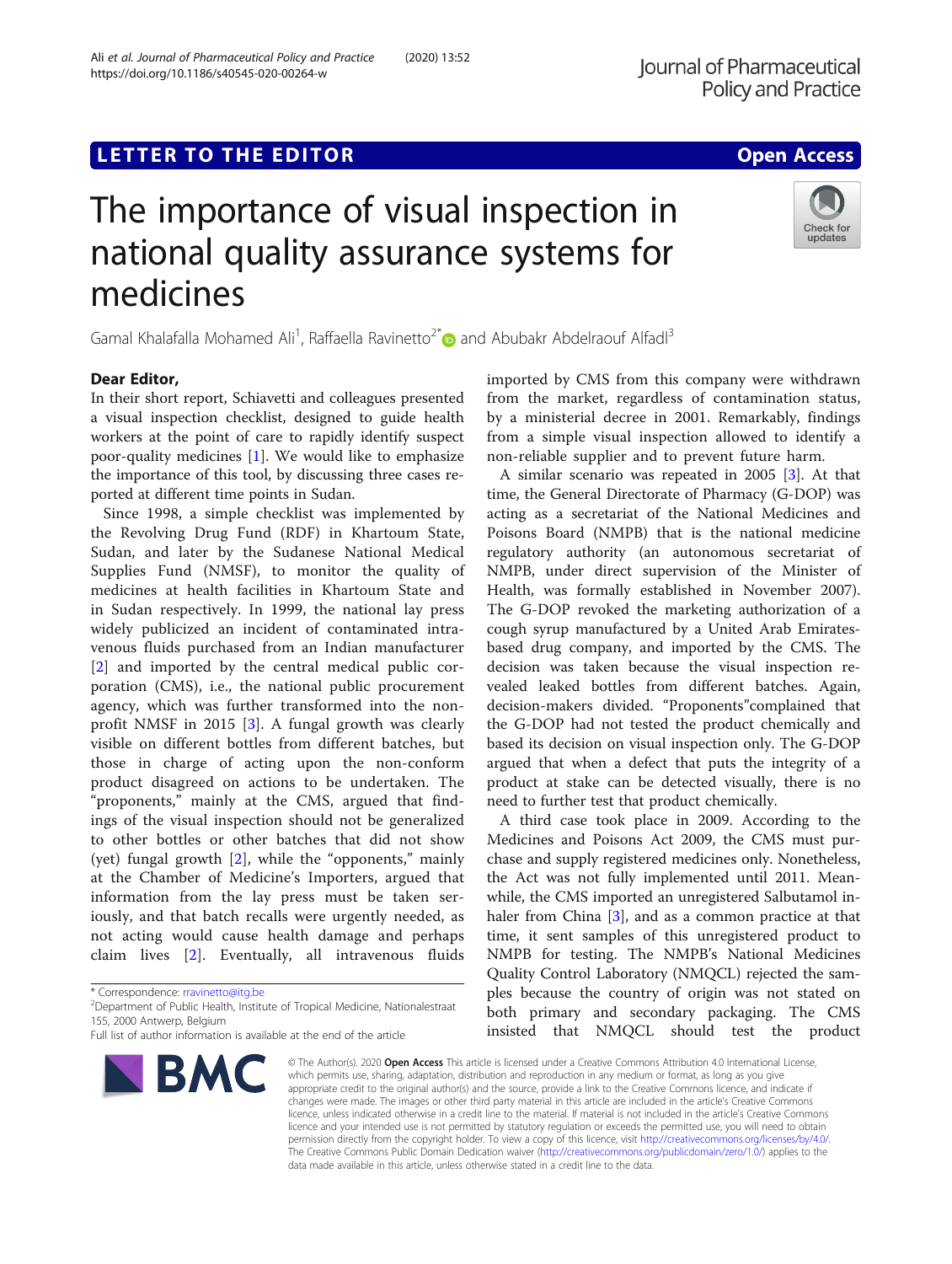LETTER TO THE EDITOR

Open Access

# The importance of visual inspection in national quality assurance systems for medicines

Gamal Khalafalla Mohamed Ali[1], Raffaella Ravinetto[2*] and Abubakr Abdelraouf Alfadl[3]

## Dear Editor,

In their short report, Schiavetti and colleagues presented a visual inspection checklist, designed to guide health workers at the point of care to rapidly identify suspect poor-quality medicines [1]. We would like to emphasize the importance of this tool, by discussing three cases reported at different time points in Sudan.

Since 1998, a simple checklist was implemented by the Revolving Drug Fund (RDF) in Khartoum State, Sudan, and later by the Sudanese National Medical Supplies Fund (NMSF), to monitor the quality of medicines at health facilities in Khartoum State and in Sudan respectively. In 1999, the national lay press widely publicized an incident of contaminated intravenous fluids purchased from an Indian manufacturer [2] and imported by the central medical public corporation (CMS), i.e., the national public procurement agency, which was further transformed into the non-profit NMSF in 2015 [3]. A fungal growth was clearly visible on different bottles from different batches, but those in charge of acting upon the non-conform product disagreed on actions to be undertaken. The "proponents," mainly at the CMS, argued that findings of the visual inspection should not be generalized to other bottles or other batches that did not show (yet) fungal growth [2], while the "opponents," mainly at the Chamber of Medicine's Importers, argued that information from the lay press must be taken seriously, and that batch recalls were urgently needed, as not acting would cause health damage and perhaps claim lives [2]. Eventually, all intravenous fluids imported by CMS from this company were withdrawn from the market, regardless of contamination status, by a ministerial decree in 2001. Remarkably, findings from a simple visual inspection allowed to identify a non-reliable supplier and to prevent future harm.

A similar scenario was repeated in 2005 [3]. At that time, the General Directorate of Pharmacy (G-DOP) was acting as a secretariat of the National Medicines and Poisons Board (NMPB) that is the national medicine regulatory authority (an autonomous secretariat of NMPB, under direct supervision of the Minister of Health, was formally established in November 2007). The G-DOP revoked the marketing authorization of a cough syrup manufactured by a United Arab Emirates-based drug company, and imported by the CMS. The decision was taken because the visual inspection revealed leaked bottles from different batches. Again, decision-makers divided. "Proponents"complained that the G-DOP had not tested the product chemically and based its decision on visual inspection only. The G-DOP argued that when a defect that puts the integrity of a product at stake can be detected visually, there is no need to further test that product chemically.

A third case took place in 2009. According to the Medicines and Poisons Act 2009, the CMS must purchase and supply registered medicines only. Nonetheless, the Act was not fully implemented until 2011. Meanwhile, the CMS imported an unregistered Salbutamol inhaler from China [3], and as a common practice at that time, it sent samples of this unregistered product to NMPB for testing. The NMPB's National Medicines Quality Control Laboratory (NMQCL) rejected the samples because the country of origin was not stated on both primary and secondary packaging. The CMS insisted that NMQCL should test the product

\* Correspondence: rravinetto@itg.be
[2]Department of Public Health, Institute of Tropical Medicine, Nationalestraat 155, 2000 Antwerp, Belgium
Full list of author information is available at the end of the article

© The Author(s). 2020 **Open Access** This article is licensed under a Creative Commons Attribution 4.0 International License, which permits use, sharing, adaptation, distribution and reproduction in any medium or format, as long as you give appropriate credit to the original author(s) and the source, provide a link to the Creative Commons licence, and indicate if changes were made. The images or other third party material in this article are included in the article's Creative Commons licence, unless indicated otherwise in a credit line to the material. If material is not included in the article's Creative Commons licence and your intended use is not permitted by statutory regulation or exceeds the permitted use, you will need to obtain permission directly from the copyright holder. To view a copy of this licence, visit http://creativecommons.org/licenses/by/4.0/. The Creative Commons Public Domain Dedication waiver (http://creativecommons.org/publicdomain/zero/1.0/) applies to the data made available in this article, unless otherwise stated in a credit line to the data.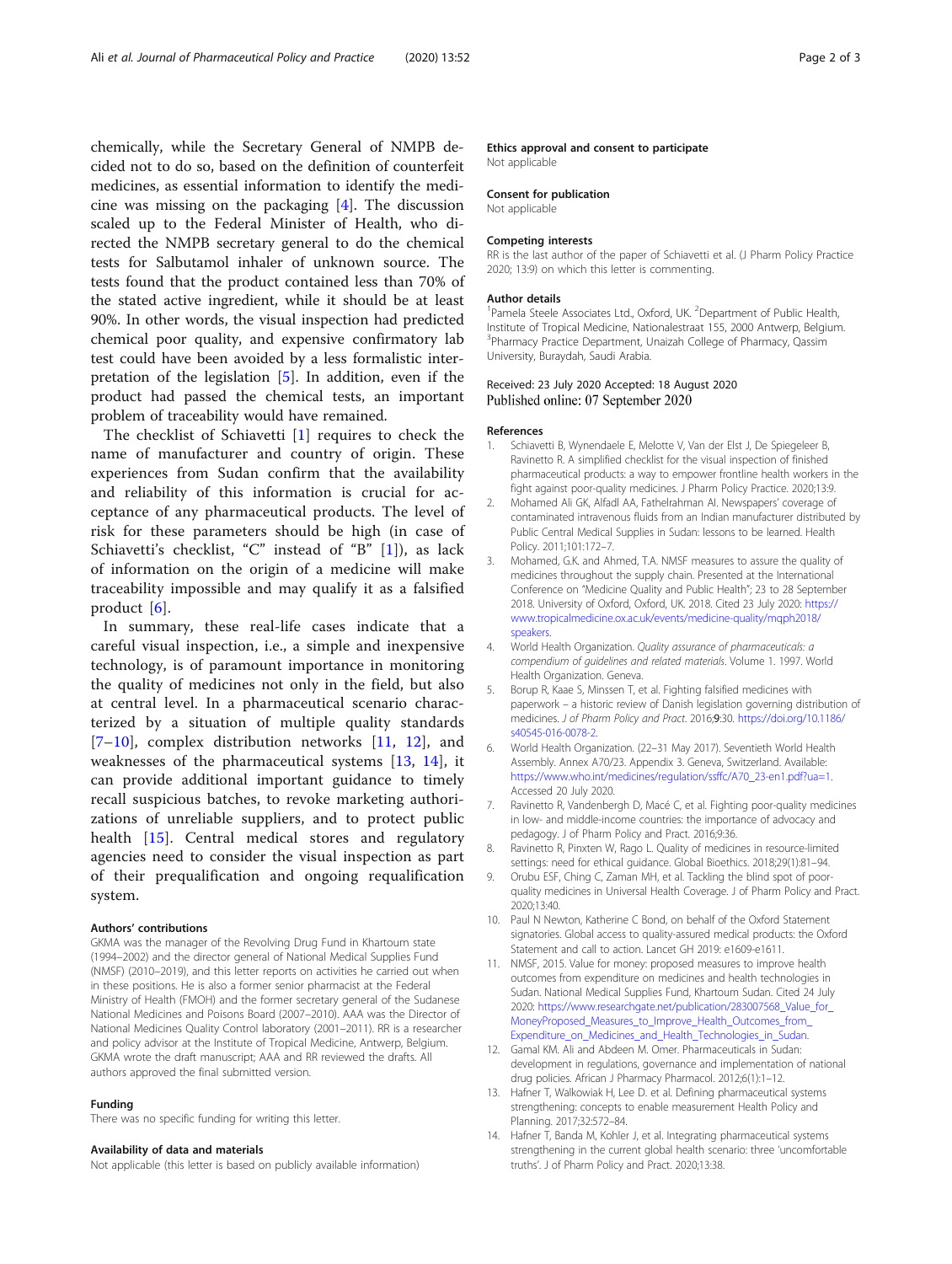chemically, while the Secretary General of NMPB decided not to do so, based on the definition of counterfeit medicines, as essential information to identify the medicine was missing on the packaging [4]. The discussion scaled up to the Federal Minister of Health, who directed the NMPB secretary general to do the chemical tests for Salbutamol inhaler of unknown source. The tests found that the product contained less than 70% of the stated active ingredient, while it should be at least 90%. In other words, the visual inspection had predicted chemical poor quality, and expensive confirmatory lab test could have been avoided by a less formalistic interpretation of the legislation [5]. In addition, even if the product had passed the chemical tests, an important problem of traceability would have remained.

The checklist of Schiavetti [1] requires to check the name of manufacturer and country of origin. These experiences from Sudan confirm that the availability and reliability of this information is crucial for acceptance of any pharmaceutical products. The level of risk for these parameters should be high (in case of Schiavetti's checklist, "C" instead of "B" [1]), as lack of information on the origin of a medicine will make traceability impossible and may qualify it as a falsified product [6].

In summary, these real-life cases indicate that a careful visual inspection, i.e., a simple and inexpensive technology, is of paramount importance in monitoring the quality of medicines not only in the field, but also at central level. In a pharmaceutical scenario characterized by a situation of multiple quality standards [7–10], complex distribution networks [11, 12], and weaknesses of the pharmaceutical systems [13, 14], it can provide additional important guidance to timely recall suspicious batches, to revoke marketing authorizations of unreliable suppliers, and to protect public health [15]. Central medical stores and regulatory agencies need to consider the visual inspection as part of their prequalification and ongoing requalification system.

### Authors' contributions

GKMA was the manager of the Revolving Drug Fund in Khartoum state (1994–2002) and the director general of National Medical Supplies Fund (NMSF) (2010–2019), and this letter reports on activities he carried out when in these positions. He is also a former senior pharmacist at the Federal Ministry of Health (FMOH) and the former secretary general of the Sudanese National Medicines and Poisons Board (2007–2010). AAA was the Director of National Medicines Quality Control laboratory (2001–2011). RR is a researcher and policy advisor at the Institute of Tropical Medicine, Antwerp, Belgium. GKMA wrote the draft manuscript; AAA and RR reviewed the drafts. All authors approved the final submitted version.

### Funding

There was no specific funding for writing this letter.

### Availability of data and materials

Not applicable (this letter is based on publicly available information)

### Ethics approval and consent to participate

Not applicable

### Consent for publication

Not applicable

### Competing interests

RR is the last author of the paper of Schiavetti et al. (J Pharm Policy Practice 2020; 13:9) on which this letter is commenting.

### Author details

[1]Pamela Steele Associates Ltd., Oxford, UK. [2]Department of Public Health, Institute of Tropical Medicine, Nationalestraat 155, 2000 Antwerp, Belgium. [3]Pharmacy Practice Department, Unaizah College of Pharmacy, Qassim University, Buraydah, Saudi Arabia.

Received: 23 July 2020 Accepted: 18 August 2020
Published online: 07 September 2020

### References

1. Schiavetti B, Wynendaele E, Melotte V, Van der Elst J, De Spiegeleer B, Ravinetto R. A simplified checklist for the visual inspection of finished pharmaceutical products: a way to empower frontline health workers in the fight against poor-quality medicines. J Pharm Policy Practice. 2020;13:9.
2. Mohamed Ali GK, Alfadl AA, Fathelrahman AI. Newspapers' coverage of contaminated intravenous fluids from an Indian manufacturer distributed by Public Central Medical Supplies in Sudan: lessons to be learned. Health Policy. 2011;101:172–7.
3. Mohamed, G.K. and Ahmed, T.A. NMSF measures to assure the quality of medicines throughout the supply chain. Presented at the International Conference on "Medicine Quality and Public Health"; 23 to 28 September 2018. University of Oxford, Oxford, UK. 2018. Cited 23 July 2020: https://www.tropicalmedicine.ox.ac.uk/events/medicine-quality/mqph2018/speakers.
4. World Health Organization. *Quality assurance of pharmaceuticals: a compendium of guidelines and related materials*. Volume 1. 1997. World Health Organization. Geneva.
5. Borup R, Kaae S, Minssen T, et al. Fighting falsified medicines with paperwork – a historic review of Danish legislation governing distribution of medicines. *J of Pharm Policy and Pract*. 2016;**9**:30. https://doi.org/10.1186/s40545-016-0078-2.
6. World Health Organization. (22–31 May 2017). Seventieth World Health Assembly. Annex A70/23. Appendix 3. Geneva, Switzerland. Available: https://www.who.int/medicines/regulation/ssffc/A70_23-en1.pdf?ua=1. Accessed 20 July 2020.
7. Ravinetto R, Vandenbergh D, Macé C, et al. Fighting poor-quality medicines in low- and middle-income countries: the importance of advocacy and pedagogy. J of Pharm Policy and Pract. 2016;9:36.
8. Ravinetto R, Pinxten W, Rago L. Quality of medicines in resource-limited settings: need for ethical guidance. Global Bioethics. 2018;29(1):81–94.
9. Orubu ESF, Ching C, Zaman MH, et al. Tackling the blind spot of poor-quality medicines in Universal Health Coverage. J of Pharm Policy and Pract. 2020;13:40.
10. Paul N Newton, Katherine C Bond, on behalf of the Oxford Statement signatories. Global access to quality-assured medical products: the Oxford Statement and call to action. Lancet GH 2019: e1609-e1611.
11. NMSF, 2015. Value for money: proposed measures to improve health outcomes from expenditure on medicines and health technologies in Sudan. National Medical Supplies Fund, Khartoum State. Cited 24 July 2020: https://www.researchgate.net/publication/283007568_Value_for_MoneyProposed_Measures_to_Improve_Health_Outcomes_from_Expenditure_on_Medicines_and_Health_Technologies_in_Sudan.
12. Gamal KM. Ali and Abdeen M. Omer. Pharmaceuticals in Sudan: development in regulations, governance and implementation of national drug policies. African J Pharmacy Pharmacol. 2012;6(1):1–12.
13. Hafner T, Walkowiak H, Lee D. et al. Defining pharmaceutical systems strengthening: concepts to enable measurement Health Policy and Planning. 2017;32:572–84.
14. Hafner T, Banda M, Kohler J, et al. Integrating pharmaceutical systems strengthening in the current global health scenario: three 'uncomfortable truths'. J of Pharm Policy and Pract. 2020;13:38.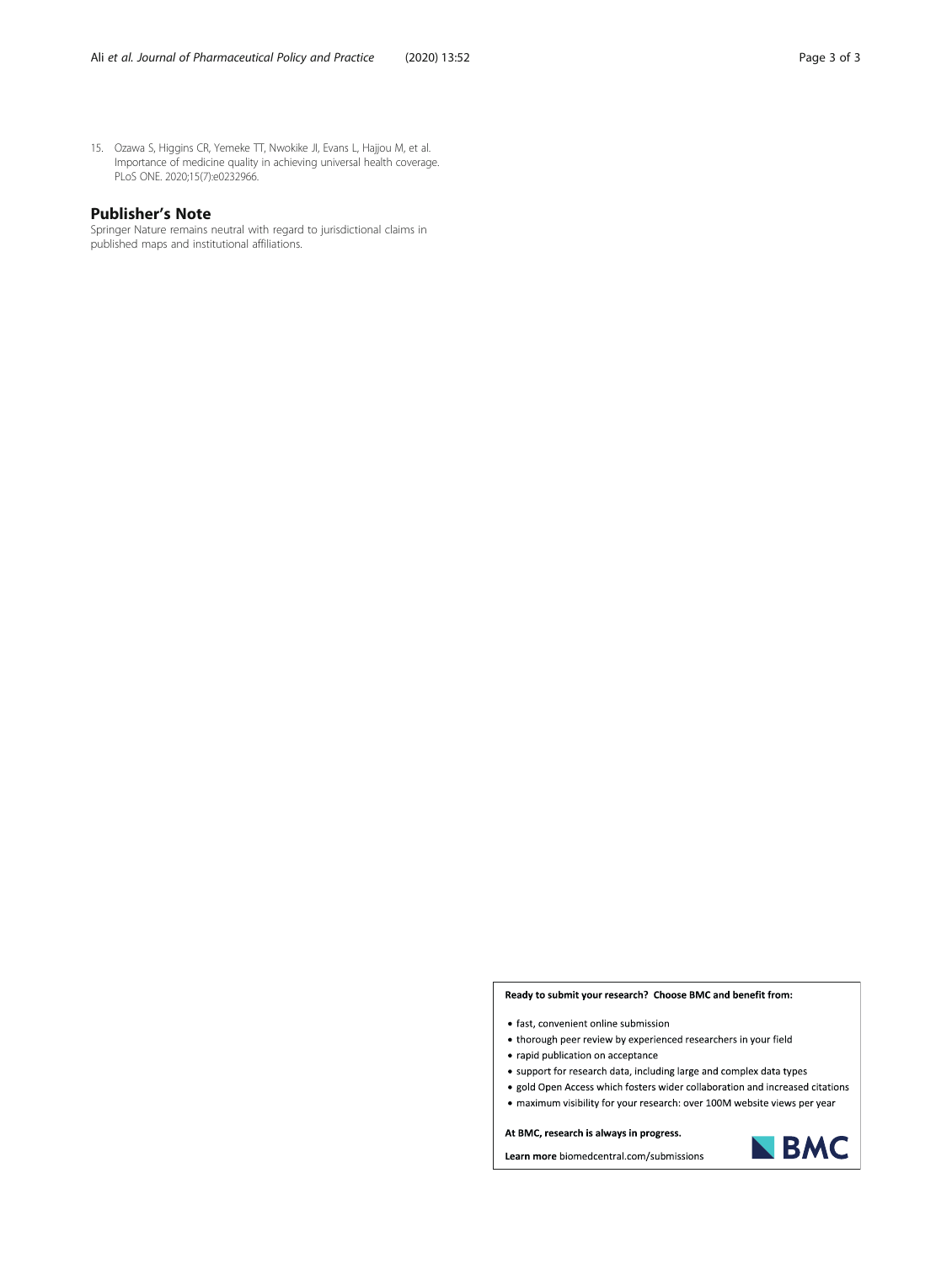15. Ozawa S, Higgins CR, Yemeke TT, Nwokike JI, Evans L, Hajjou M, et al. Importance of medicine quality in achieving universal health coverage. PLoS ONE. 2020;15(7):e0232966.

## Publisher's Note

Springer Nature remains neutral with regard to jurisdictional claims in published maps and institutional affiliations.

**Ready to submit your research? Choose BMC and benefit from:**

- fast, convenient online submission
- thorough peer review by experienced researchers in your field
- rapid publication on acceptance
- support for research data, including large and complex data types
- gold Open Access which fosters wider collaboration and increased citations
- maximum visibility for your research: over 100M website views per year

**At BMC, research is always in progress.**

**Learn more** biomedcentral.com/submissions

BMC